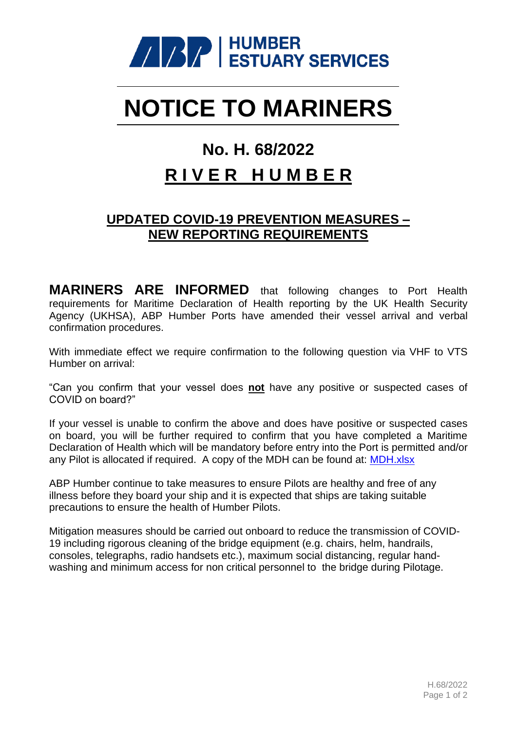ABP | HUMBER ESTUARY SERVICES

# NOTICE TO MARINERS

## No. H. 68/2022

## R I V E R  H U M B E R

### UPDATED COVID-19 PREVENTION MEASURES – NEW REPORTING REQUIREMENTS

**MARINERS ARE INFORMED** that following changes to Port Health requirements for Maritime Declaration of Health reporting by the UK Health Security Agency (UKHSA), ABP Humber Ports have amended their vessel arrival and verbal confirmation procedures.

With immediate effect we require confirmation to the following question via VHF to VTS Humber on arrival:

"Can you confirm that your vessel does **not** have any positive or suspected cases of COVID on board?"

If your vessel is unable to confirm the above and does have positive or suspected cases on board, you will be further required to confirm that you have completed a Maritime Declaration of Health which will be mandatory before entry into the Port is permitted and/or any Pilot is allocated if required. A copy of the MDH can be found at: MDH.xlsx

ABP Humber continue to take measures to ensure Pilots are healthy and free of any illness before they board your ship and it is expected that ships are taking suitable precautions to ensure the health of Humber Pilots.

Mitigation measures should be carried out onboard to reduce the transmission of COVID-19 including rigorous cleaning of the bridge equipment (e.g. chairs, helm, handrails, consoles, telegraphs, radio handsets etc.), maximum social distancing, regular hand-washing and minimum access for non critical personnel to the bridge during Pilotage.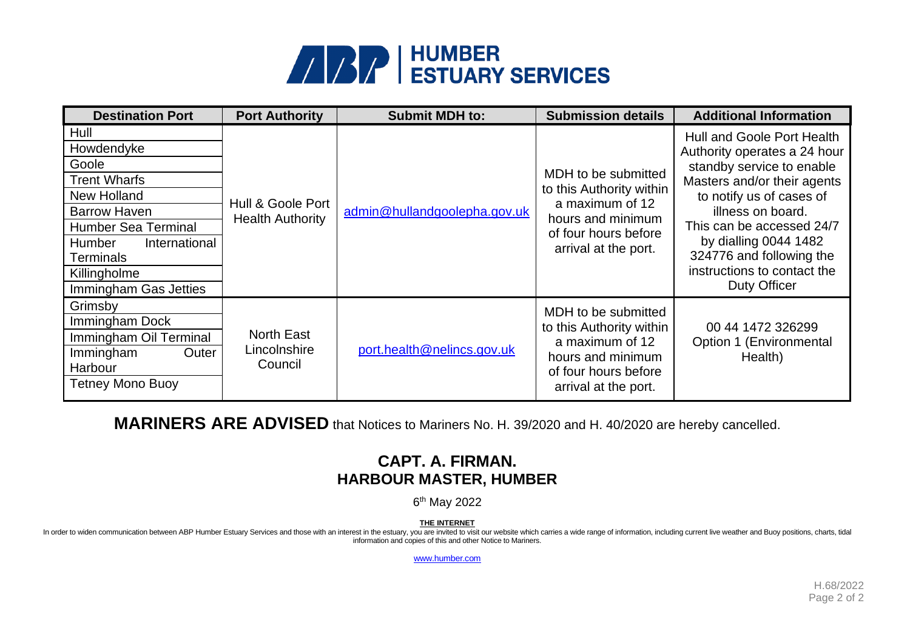# ABP | HUMBER ESTUARY SERVICES

| Destination Port | Port Authority | Submit MDH to: | Submission details | Additional Information |
|---|---|---|---|---|
| Hull<br>Howdendyke<br>Goole<br>Trent Wharfs<br>New Holland<br>Barrow Haven<br>Humber Sea Terminal<br>Humber International Terminals<br>Killingholme<br>Immingham Gas Jetties | Hull & Goole Port Health Authority | admin@hullandgoolepha.gov.uk | MDH to be submitted to this Authority within a maximum of 12 hours and minimum of four hours before arrival at the port. | Hull and Goole Port Health Authority operates a 24 hour standby service to enable Masters and/or their agents to notify us of cases of illness on board. This can be accessed 24/7 by dialling 0044 1482 324776 and following the instructions to contact the Duty Officer |
| Grimsby<br>Immingham Dock<br>Immingham Oil Terminal<br>Immingham Outer Harbour<br>Tetney Mono Buoy | North East Lincolnshire Council | port.health@nelincs.gov.uk | MDH to be submitted to this Authority within a maximum of 12 hours and minimum of four hours before arrival at the port. | 00 44 1472 326299 Option 1 (Environmental Health) |

**MARINERS ARE ADVISED** that Notices to Mariners No. H. 39/2020 and H. 40/2020 are hereby cancelled.

**CAPT. A. FIRMAN.**
**HARBOUR MASTER, HUMBER**

6th May 2022

**THE INTERNET**

In order to widen communication between ABP Humber Estuary Services and those with an interest in the estuary, you are invited to visit our website which carries a wide range of information, including current live weather and Buoy positions, charts, tidal information and copies of this and other Notice to Mariners.

www.humber.com

H.68/2022